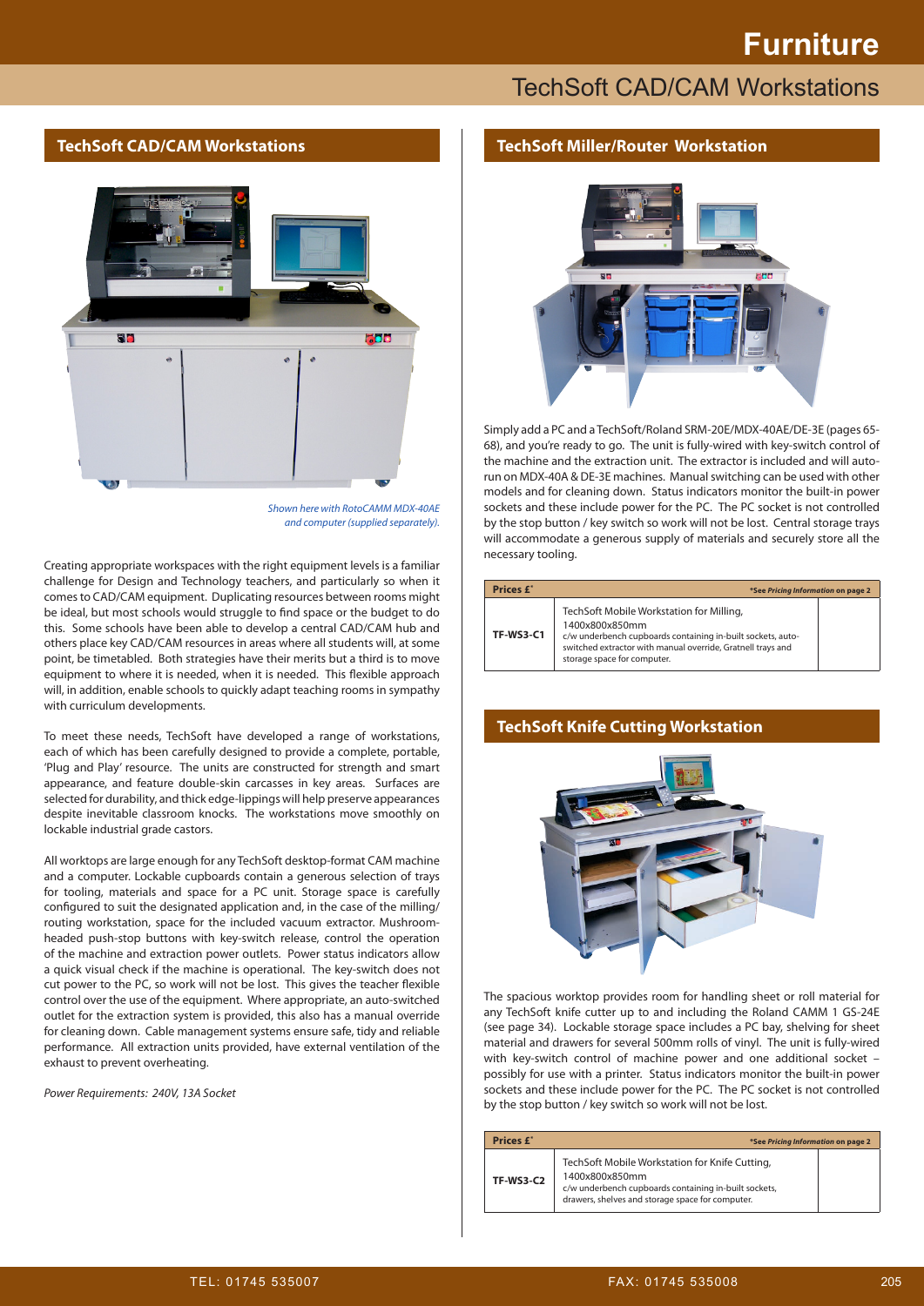# Furniture

## TechSoft CAD/CAM Workstations

### TechSoft CAD/CAM Workstations

*Shown here with RotoCAMM MDX-40AE and computer (supplied separately).*

Creating appropriate workspaces with the right equipment levels is a familiar challenge for Design and Technology teachers, and particularly so when it comes to CAD/CAM equipment. Duplicating resources between rooms might be ideal, but most schools would struggle to find space or the budget to do this. Some schools have been able to develop a central CAD/CAM hub and others place key CAD/CAM resources in areas where all students will, at some point, be timetabled. Both strategies have their merits but a third is to move equipment to where it is needed, when it is needed. This flexible approach will, in addition, enable schools to quickly adapt teaching rooms in sympathy with curriculum developments.

To meet these needs, TechSoft have developed a range of workstations, each of which has been carefully designed to provide a complete, portable, 'Plug and Play' resource. The units are constructed for strength and smart appearance, and feature double-skin carcasses in key areas. Surfaces are selected for durability, and thick edge-lippings will help preserve appearances despite inevitable classroom knocks. The workstations move smoothly on lockable industrial grade castors.

All worktops are large enough for any TechSoft desktop-format CAM machine and a computer. Lockable cupboards contain a generous selection of trays for tooling, materials and space for a PC unit. Storage space is carefully configured to suit the designated application and, in the case of the milling/routing workstation, space for the included vacuum extractor. Mushroom-headed push-stop buttons with key-switch release, control the operation of the machine and extraction power outlets. Power status indicators allow a quick visual check if the machine is operational. The key-switch does not cut power to the PC, so work will not be lost. This gives the teacher flexible control over the use of the equipment. Where appropriate, an auto-switched outlet for the extraction system is provided, this also has a manual override for cleaning down. Cable management systems ensure safe, tidy and reliable performance. All extraction units provided, have external ventilation of the exhaust to prevent overheating.

*Power Requirements: 240V, 13A Socket*

### TechSoft Miller/Router Workstation

Simply add a PC and a TechSoft/Roland SRM-20E/MDX-40AE/DE-3E (pages 65-68), and you're ready to go. The unit is fully-wired with key-switch control of the machine and the extraction unit. The extractor is included and will auto-run on MDX-40A & DE-3E machines. Manual switching can be used with other models and for cleaning down. Status indicators monitor the built-in power sockets and these include power for the PC. The PC socket is not controlled by the stop button / key switch so work will not be lost. Central storage trays will accommodate a generous supply of materials and securely store all the necessary tooling.

| Prices £* | *See *Pricing Information* on page 2 | |
|---|---|---|
| TF-WS3-C1 | TechSoft Mobile Workstation for Milling, 1400x800x850mm<br>c/w underbench cupboards containing in-built sockets, auto-switched extractor with manual override, Gratnell trays and storage space for computer. | |

### TechSoft Knife Cutting Workstation

The spacious worktop provides room for handling sheet or roll material for any TechSoft knife cutter up to and including the Roland CAMM 1 GS-24E (see page 34). Lockable storage space includes a PC bay, shelving for sheet material and drawers for several 500mm rolls of vinyl. The unit is fully-wired with key-switch control of machine power and one additional socket – possibly for use with a printer. Status indicators monitor the built-in power sockets and these include power for the PC. The PC socket is not controlled by the stop button / key switch so work will not be lost.

| Prices £* | *See *Pricing Information* on page 2 | |
|---|---|---|
| TF-WS3-C2 | TechSoft Mobile Workstation for Knife Cutting, 1400x800x850mm<br>c/w underbench cupboards containing in-built sockets, drawers, shelves and storage space for computer. | |

TEL: 01745 535007 FAX: 01745 535008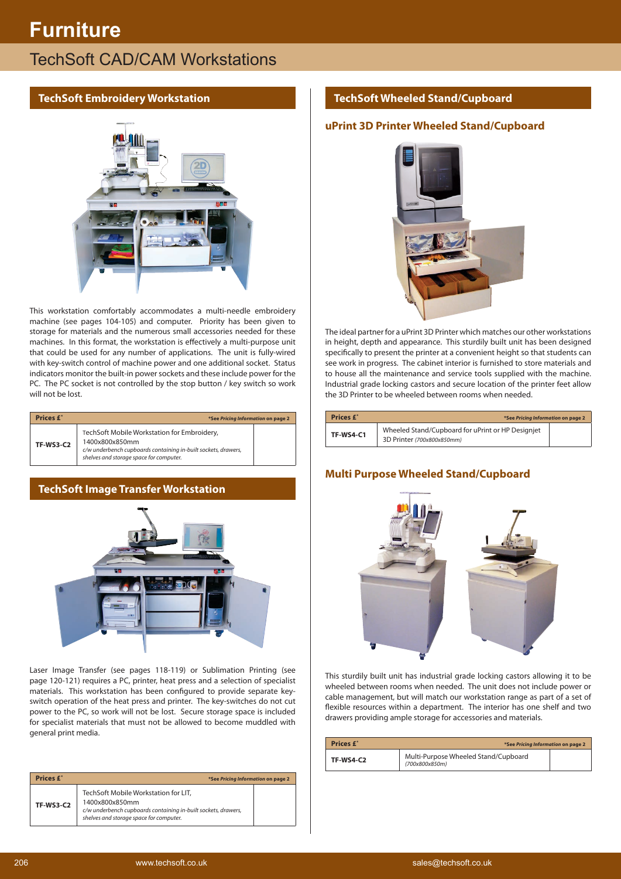# Furniture

## TechSoft CAD/CAM Workstations

### TechSoft Embroidery Workstation

This workstation comfortably accommodates a multi-needle embroidery machine (see pages 104-105) and computer. Priority has been given to storage for materials and the numerous small accessories needed for these machines. In this format, the workstation is effectively a multi-purpose unit that could be used for any number of applications. The unit is fully-wired with key-switch control of machine power and one additional socket. Status indicators monitor the built-in power sockets and these include power for the PC. The PC socket is not controlled by the stop button / key switch so work will not be lost.

| Prices £* | *See *Pricing Information* on page 2 | |
|---|---|---|
| TF-WS3-C2 | TechSoft Mobile Workstation for Embroidery, 1400x800x850mm *c/w underbench cupboards containing in-built sockets, drawers, shelves and storage space for computer.* | |

### TechSoft Image Transfer Workstation

Laser Image Transfer (see pages 118-119) or Sublimation Printing (see page 120-121) requires a PC, printer, heat press and a selection of specialist materials. This workstation has been configured to provide separate key-switch operation of the heat press and printer. The key-switches do not cut power to the PC, so work will not be lost. Secure storage space is included for specialist materials that must not be allowed to become muddled with general print media.

| Prices £* | *See *Pricing Information* on page 2 | |
|---|---|---|
| TF-WS3-C2 | TechSoft Mobile Workstation for LIT, 1400x800x850mm *c/w underbench cupboards containing in-built sockets, drawers, shelves and storage space for computer.* | |

### TechSoft Wheeled Stand/Cupboard

#### uPrint 3D Printer Wheeled Stand/Cupboard

The ideal partner for a uPrint 3D Printer which matches our other workstations in height, depth and appearance. This sturdily built unit has been designed specifically to present the printer at a convenient height so that students can see work in progress. The cabinet interior is furnished to store materials and to house all the maintenance and service tools supplied with the machine. Industrial grade locking castors and secure location of the printer feet allow the 3D Printer to be wheeled between rooms when needed.

| Prices £* | *See *Pricing Information* on page 2 | |
|---|---|---|
| TF-WS4-C1 | Wheeled Stand/Cupboard for uPrint or HP Designjet 3D Printer *(700x800x850mm)* | |

#### Multi Purpose Wheeled Stand/Cupboard

This sturdily built unit has industrial grade locking castors allowing it to be wheeled between rooms when needed. The unit does not include power or cable management, but will match our workstation range as part of a set of flexible resources within a department. The interior has one shelf and two drawers providing ample storage for accessories and materials.

| Prices £* | *See *Pricing Information* on page 2 | |
|---|---|---|
| TF-WS4-C2 | Multi-Purpose Wheeled Stand/Cupboard *(700x800x850m)* | |

www.techsoft.co.uk sales@techsoft.co.uk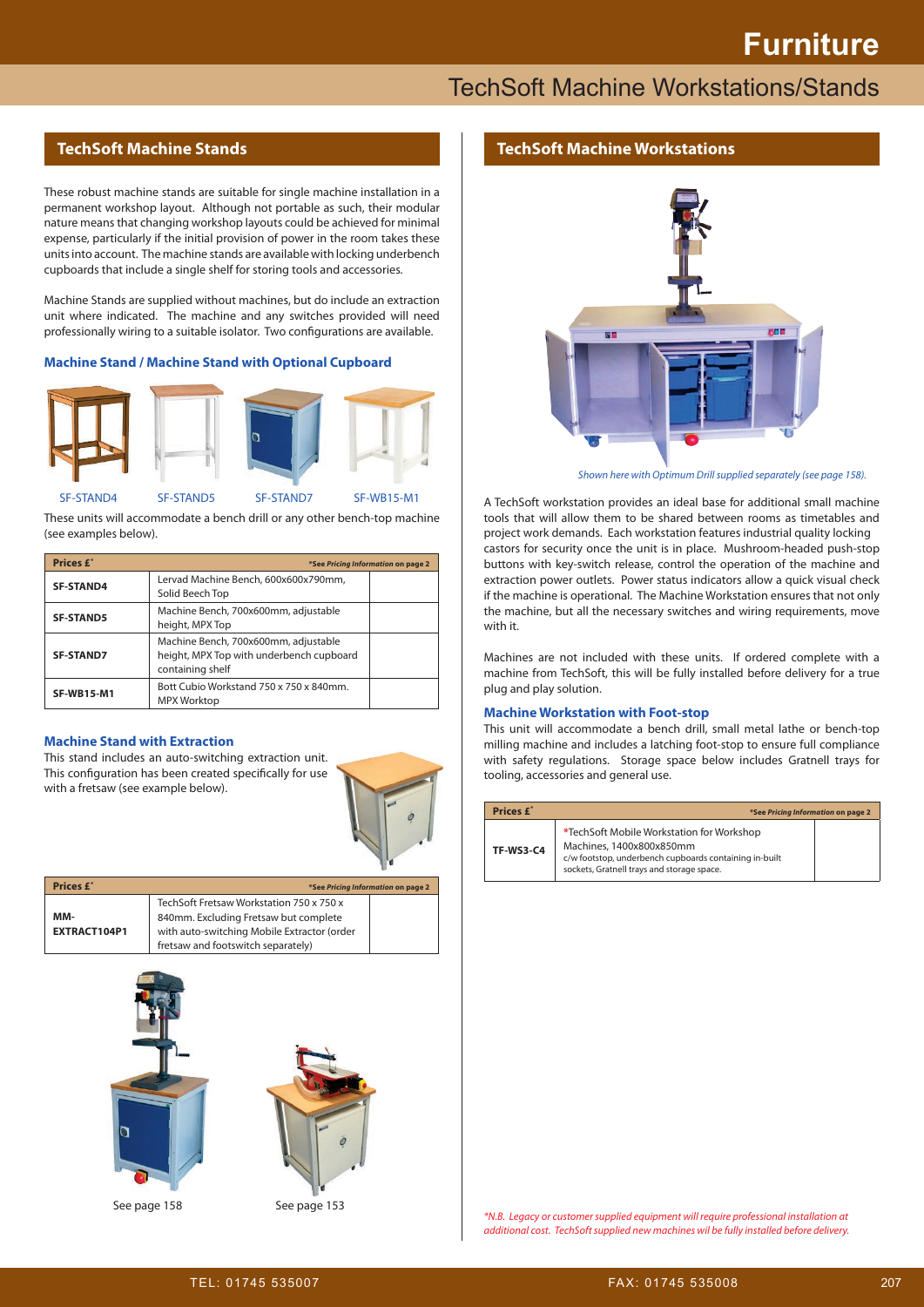# Furniture

## TechSoft Machine Workstations/Stands

### TechSoft Machine Stands

These robust machine stands are suitable for single machine installation in a permanent workshop layout. Although not portable as such, their modular nature means that changing workshop layouts could be achieved for minimal expense, particularly if the initial provision of power in the room takes these units into account. The machine stands are available with locking underbench cupboards that include a single shelf for storing tools and accessories.

Machine Stands are supplied without machines, but do include an extraction unit where indicated. The machine and any switches provided will need professionally wiring to a suitable isolator. Two configurations are available.

#### Machine Stand / Machine Stand with Optional Cupboard

SF-STAND4 SF-STAND5 SF-STAND7 SF-WB15-M1

These units will accommodate a bench drill or any other bench-top machine (see examples below).

| Prices £* | *See *Pricing Information* on page 2 | |
|---|---|---|
| **SF-STAND4** | Lervad Machine Bench, 600x600x790mm, Solid Beech Top | |
| **SF-STAND5** | Machine Bench, 700x600mm, adjustable height, MPX Top | |
| **SF-STAND7** | Machine Bench, 700x600mm, adjustable height, MPX Top with underbench cupboard containing shelf | |
| **SF-WB15-M1** | Bott Cubio Workstand 750 x 750 x 840mm. MPX Worktop | |

#### Machine Stand with Extraction

This stand includes an auto-switching extraction unit. This configuration has been created specifically for use with a fretsaw (see example below).

| Prices £* | *See *Pricing Information* on page 2 | |
|---|---|---|
| **MM-EXTRACT104P1** | TechSoft Fretsaw Workstation 750 x 750 x 840mm. Excluding Fretsaw but complete with auto-switching Mobile Extractor (order fretsaw and footswitch separately) | |

See page 158

See page 153

### TechSoft Machine Workstations

*Shown here with Optimum Drill supplied separately (see page 158).*

A TechSoft workstation provides an ideal base for additional small machine tools that will allow them to be shared between rooms as timetables and project work demands. Each workstation features industrial quality locking castors for security once the unit is in place. Mushroom-headed push-stop buttons with key-switch release, control the operation of the machine and extraction power outlets. Power status indicators allow a quick visual check if the machine is operational. The Machine Workstation ensures that not only the machine, but all the necessary switches and wiring requirements, move with it.

Machines are not included with these units. If ordered complete with a machine from TechSoft, this will be fully installed before delivery for a true plug and play solution.

#### Machine Workstation with Foot-stop

This unit will accommodate a bench drill, small metal lathe or bench-top milling machine and includes a latching foot-stop to ensure full compliance with safety regulations. Storage space below includes Gratnell trays for tooling, accessories and general use.

| Prices £* | *See *Pricing Information* on page 2 | |
|---|---|---|
| **TF-WS3-C4** | *TechSoft Mobile Workstation for Workshop Machines, 1400x800x850mm c/w footstop, underbench cupboards containing in-built sockets, Gratnell trays and storage space. | |

*\*N.B. Legacy or customer supplied equipment will require professional installation at additional cost. TechSoft supplied new machines wil be fully installed before delivery.*

TEL: 01745 535007 FAX: 01745 535008